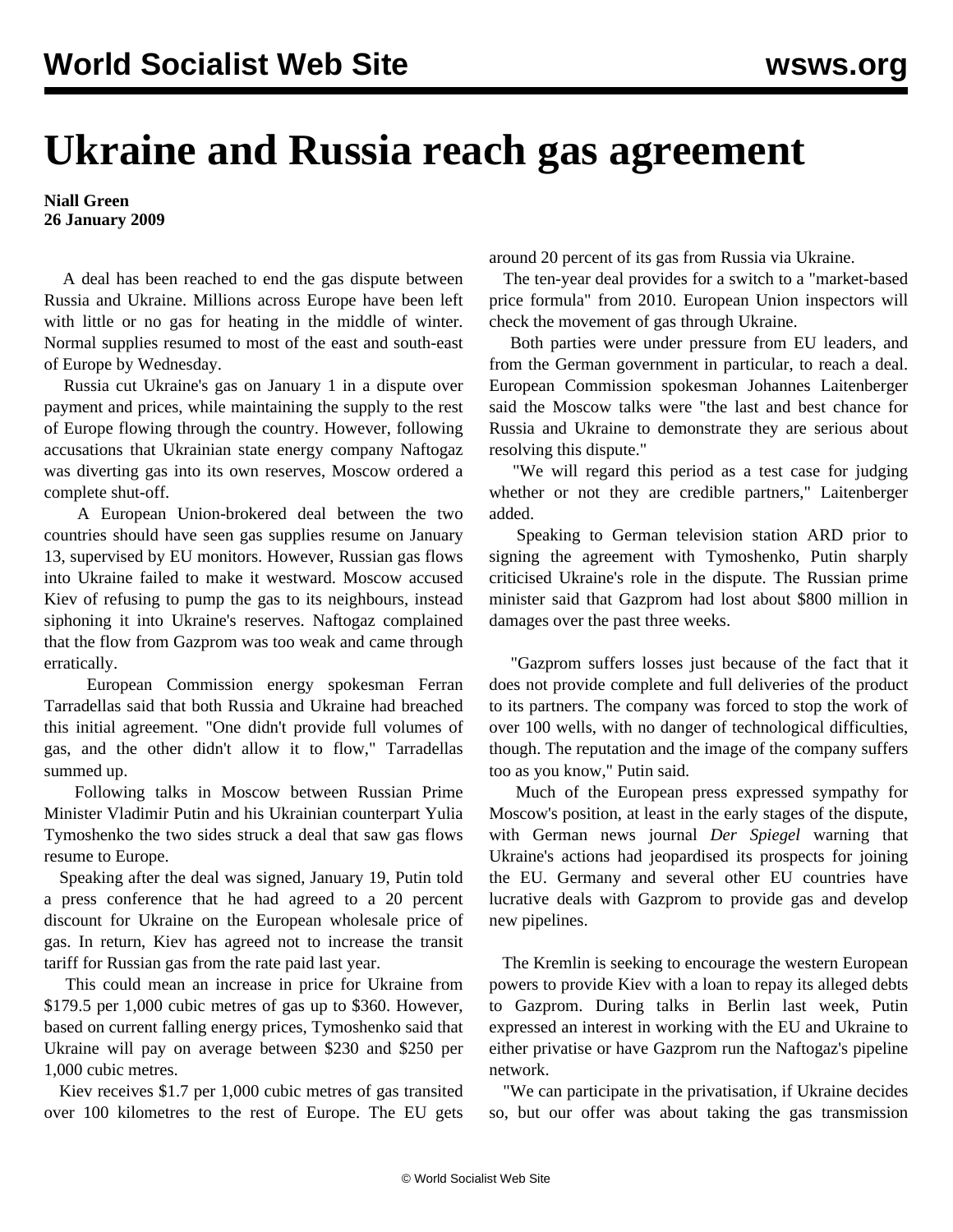# Ukraine and Russia reach gas agreement

**Niall Green**
**26 January 2009**

A deal has been reached to end the gas dispute between Russia and Ukraine. Millions across Europe have been left with little or no gas for heating in the middle of winter. Normal supplies resumed to most of the east and south-east of Europe by Wednesday.

Russia cut Ukraine's gas on January 1 in a dispute over payment and prices, while maintaining the supply to the rest of Europe flowing through the country. However, following accusations that Ukrainian state energy company Naftogaz was diverting gas into its own reserves, Moscow ordered a complete shut-off.

A European Union-brokered deal between the two countries should have seen gas supplies resume on January 13, supervised by EU monitors. However, Russian gas flows into Ukraine failed to make it westward. Moscow accused Kiev of refusing to pump the gas to its neighbours, instead siphoning it into Ukraine's reserves. Naftogaz complained that the flow from Gazprom was too weak and came through erratically.

European Commission energy spokesman Ferran Tarradellas said that both Russia and Ukraine had breached this initial agreement. "One didn't provide full volumes of gas, and the other didn't allow it to flow," Tarradellas summed up.

Following talks in Moscow between Russian Prime Minister Vladimir Putin and his Ukrainian counterpart Yulia Tymoshenko the two sides struck a deal that saw gas flows resume to Europe.

Speaking after the deal was signed, January 19, Putin told a press conference that he had agreed to a 20 percent discount for Ukraine on the European wholesale price of gas. In return, Kiev has agreed not to increase the transit tariff for Russian gas from the rate paid last year.

This could mean an increase in price for Ukraine from $179.5 per 1,000 cubic metres of gas up to $360. However, based on current falling energy prices, Tymoshenko said that Ukraine will pay on average between $230 and $250 per 1,000 cubic metres.

Kiev receives $1.7 per 1,000 cubic metres of gas transited over 100 kilometres to the rest of Europe. The EU gets around 20 percent of its gas from Russia via Ukraine.

The ten-year deal provides for a switch to a "market-based price formula" from 2010. European Union inspectors will check the movement of gas through Ukraine.

Both parties were under pressure from EU leaders, and from the German government in particular, to reach a deal. European Commission spokesman Johannes Laitenberger said the Moscow talks were "the last and best chance for Russia and Ukraine to demonstrate they are serious about resolving this dispute."

"We will regard this period as a test case for judging whether or not they are credible partners," Laitenberger added.

Speaking to German television station ARD prior to signing the agreement with Tymoshenko, Putin sharply criticised Ukraine's role in the dispute. The Russian prime minister said that Gazprom had lost about $800 million in damages over the past three weeks.

"Gazprom suffers losses just because of the fact that it does not provide complete and full deliveries of the product to its partners. The company was forced to stop the work of over 100 wells, with no danger of technological difficulties, though. The reputation and the image of the company suffers too as you know," Putin said.

Much of the European press expressed sympathy for Moscow's position, at least in the early stages of the dispute, with German news journal *Der Spiegel* warning that Ukraine's actions had jeopardised its prospects for joining the EU. Germany and several other EU countries have lucrative deals with Gazprom to provide gas and develop new pipelines.

The Kremlin is seeking to encourage the western European powers to provide Kiev with a loan to repay its alleged debts to Gazprom. During talks in Berlin last week, Putin expressed an interest in working with the EU and Ukraine to either privatise or have Gazprom run the Naftogaz's pipeline network.

"We can participate in the privatisation, if Ukraine decides so, but our offer was about taking the gas transmission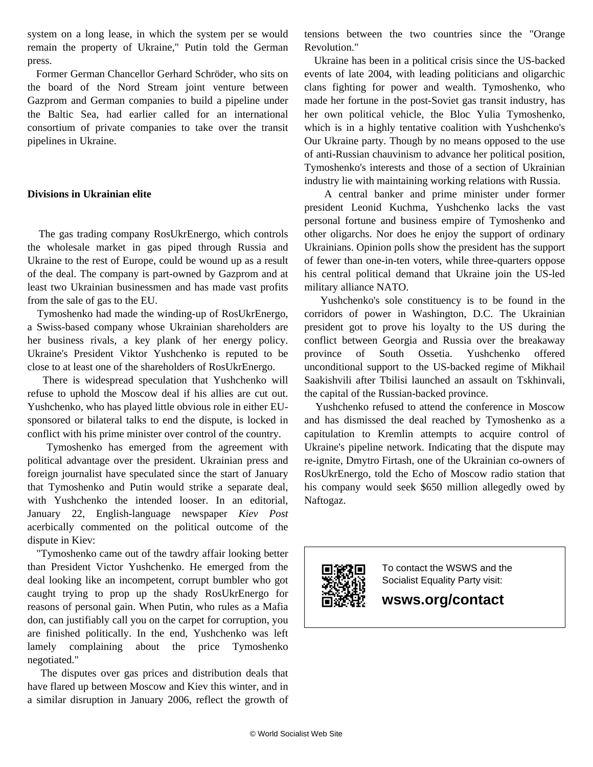system on a long lease, in which the system per se would remain the property of Ukraine," Putin told the German press.

Former German Chancellor Gerhard Schröder, who sits on the board of the Nord Stream joint venture between Gazprom and German companies to build a pipeline under the Baltic Sea, had earlier called for an international consortium of private companies to take over the transit pipelines in Ukraine.

**Divisions in Ukrainian elite**

The gas trading company RosUkrEnergo, which controls the wholesale market in gas piped through Russia and Ukraine to the rest of Europe, could be wound up as a result of the deal. The company is part-owned by Gazprom and at least two Ukrainian businessmen and has made vast profits from the sale of gas to the EU.

Tymoshenko had made the winding-up of RosUkrEnergo, a Swiss-based company whose Ukrainian shareholders are her business rivals, a key plank of her energy policy. Ukraine's President Viktor Yushchenko is reputed to be close to at least one of the shareholders of RosUkrEnergo.

There is widespread speculation that Yushchenko will refuse to uphold the Moscow deal if his allies are cut out. Yushchenko, who has played little obvious role in either EU-sponsored or bilateral talks to end the dispute, is locked in conflict with his prime minister over control of the country.

Tymoshenko has emerged from the agreement with political advantage over the president. Ukrainian press and foreign journalist have speculated since the start of January that Tymoshenko and Putin would strike a separate deal, with Yushchenko the intended looser. In an editorial, January 22, English-language newspaper *Kiev Post* acerbically commented on the political outcome of the dispute in Kiev:

"Tymoshenko came out of the tawdry affair looking better than President Victor Yushchenko. He emerged from the deal looking like an incompetent, corrupt bumbler who got caught trying to prop up the shady RosUkrEnergo for reasons of personal gain. When Putin, who rules as a Mafia don, can justifiably call you on the carpet for corruption, you are finished politically. In the end, Yushchenko was left lamely complaining about the price Tymoshenko negotiated."

The disputes over gas prices and distribution deals that have flared up between Moscow and Kiev this winter, and in a similar disruption in January 2006, reflect the growth of tensions between the two countries since the "Orange Revolution."

Ukraine has been in a political crisis since the US-backed events of late 2004, with leading politicians and oligarchic clans fighting for power and wealth. Tymoshenko, who made her fortune in the post-Soviet gas transit industry, has her own political vehicle, the Bloc Yulia Tymoshenko, which is in a highly tentative coalition with Yushchenko's Our Ukraine party. Though by no means opposed to the use of anti-Russian chauvinism to advance her political position, Tymoshenko's interests and those of a section of Ukrainian industry lie with maintaining working relations with Russia.

A central banker and prime minister under former president Leonid Kuchma, Yushchenko lacks the vast personal fortune and business empire of Tymoshenko and other oligarchs. Nor does he enjoy the support of ordinary Ukrainians. Opinion polls show the president has the support of fewer than one-in-ten voters, while three-quarters oppose his central political demand that Ukraine join the US-led military alliance NATO.

Yushchenko's sole constituency is to be found in the corridors of power in Washington, D.C. The Ukrainian president got to prove his loyalty to the US during the conflict between Georgia and Russia over the breakaway province of South Ossetia. Yushchenko offered unconditional support to the US-backed regime of Mikhail Saakishvili after Tbilisi launched an assault on Tskhinvali, the capital of the Russian-backed province.

Yushchenko refused to attend the conference in Moscow and has dismissed the deal reached by Tymoshenko as a capitulation to Kremlin attempts to acquire control of Ukraine's pipeline network. Indicating that the dispute may re-ignite, Dmytro Firtash, one of the Ukrainian co-owners of RosUkrEnergo, told the Echo of Moscow radio station that his company would seek $650 million allegedly owed by Naftogaz.

To contact the WSWS and the Socialist Equality Party visit:

**wsws.org/contact**